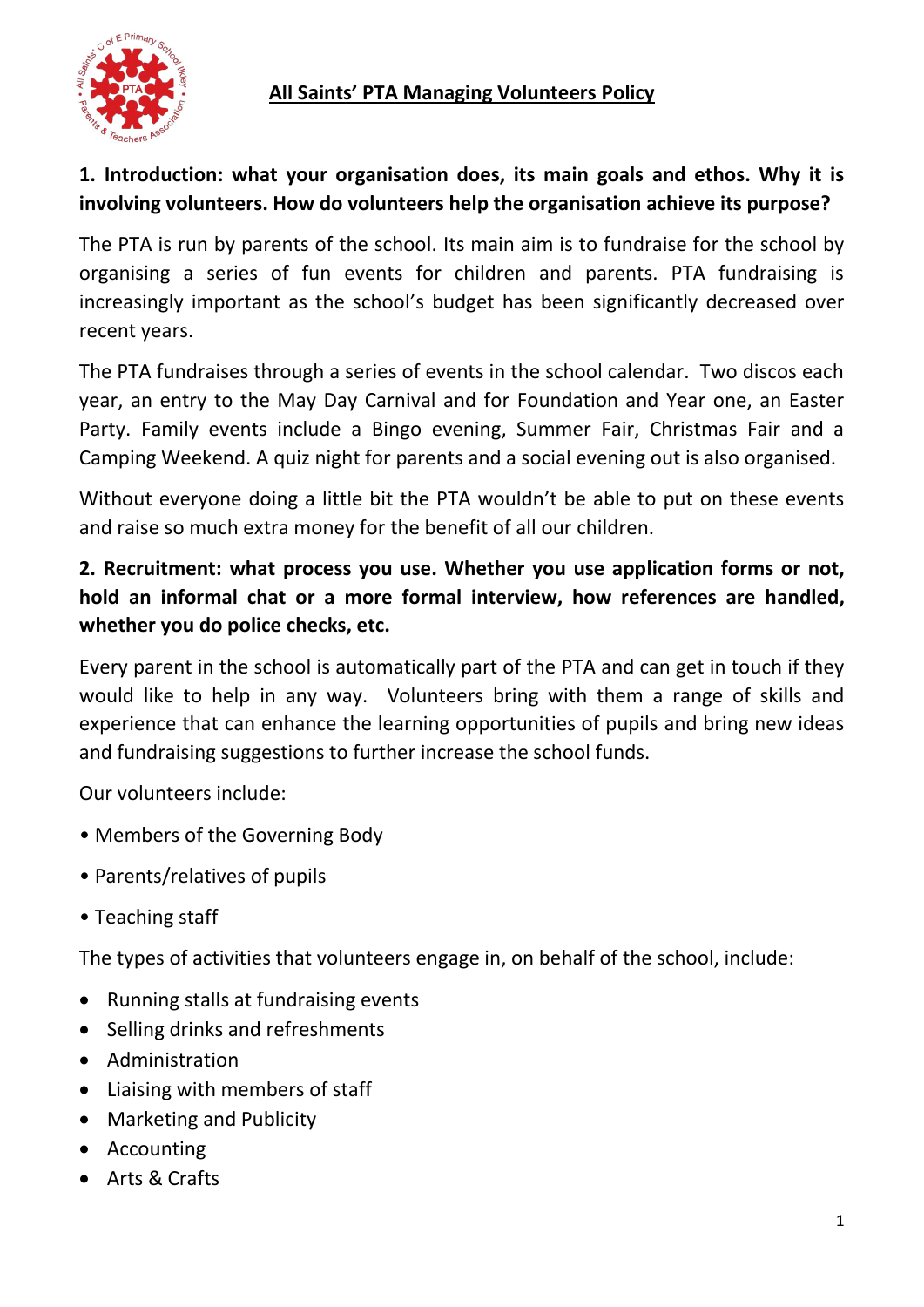# All Saints' PTA Managing Volunteers Policy

**1. Introduction: what your organisation does, its main goals and ethos. Why it is involving volunteers. How do volunteers help the organisation achieve its purpose?**

The PTA is run by parents of the school. Its main aim is to fundraise for the school by organising a series of fun events for children and parents. PTA fundraising is increasingly important as the school's budget has been significantly decreased over recent years.

The PTA fundraises through a series of events in the school calendar. Two discos each year, an entry to the May Day Carnival and for Foundation and Year one, an Easter Party. Family events include a Bingo evening, Summer Fair, Christmas Fair and a Camping Weekend. A quiz night for parents and a social evening out is also organised.

Without everyone doing a little bit the PTA wouldn't be able to put on these events and raise so much extra money for the benefit of all our children.

**2. Recruitment: what process you use. Whether you use application forms or not, hold an informal chat or a more formal interview, how references are handled, whether you do police checks, etc.**

Every parent in the school is automatically part of the PTA and can get in touch if they would like to help in any way. Volunteers bring with them a range of skills and experience that can enhance the learning opportunities of pupils and bring new ideas and fundraising suggestions to further increase the school funds.

Our volunteers include:

- Members of the Governing Body
- Parents/relatives of pupils
- Teaching staff

The types of activities that volunteers engage in, on behalf of the school, include:

- Running stalls at fundraising events
- Selling drinks and refreshments
- Administration
- Liaising with members of staff
- Marketing and Publicity
- Accounting
- Arts & Crafts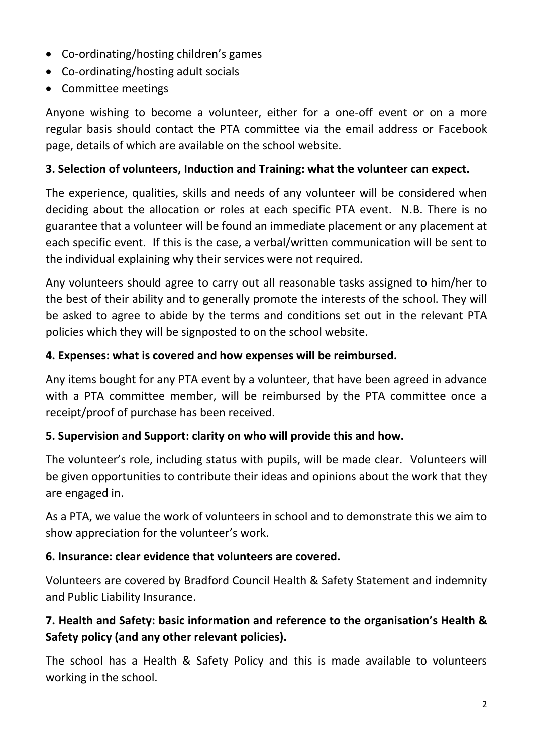- Co-ordinating/hosting children's games
- Co-ordinating/hosting adult socials
- Committee meetings

Anyone wishing to become a volunteer, either for a one-off event or on a more regular basis should contact the PTA committee via the email address or Facebook page, details of which are available on the school website.

**3. Selection of volunteers, Induction and Training: what the volunteer can expect.**

The experience, qualities, skills and needs of any volunteer will be considered when deciding about the allocation or roles at each specific PTA event. N.B. There is no guarantee that a volunteer will be found an immediate placement or any placement at each specific event. If this is the case, a verbal/written communication will be sent to the individual explaining why their services were not required.

Any volunteers should agree to carry out all reasonable tasks assigned to him/her to the best of their ability and to generally promote the interests of the school. They will be asked to agree to abide by the terms and conditions set out in the relevant PTA policies which they will be signposted to on the school website.

**4. Expenses: what is covered and how expenses will be reimbursed.**

Any items bought for any PTA event by a volunteer, that have been agreed in advance with a PTA committee member, will be reimbursed by the PTA committee once a receipt/proof of purchase has been received.

**5. Supervision and Support: clarity on who will provide this and how.**

The volunteer's role, including status with pupils, will be made clear. Volunteers will be given opportunities to contribute their ideas and opinions about the work that they are engaged in.

As a PTA, we value the work of volunteers in school and to demonstrate this we aim to show appreciation for the volunteer's work.

**6. Insurance: clear evidence that volunteers are covered.**

Volunteers are covered by Bradford Council Health & Safety Statement and indemnity and Public Liability Insurance.

**7. Health and Safety: basic information and reference to the organisation's Health & Safety policy (and any other relevant policies).**

The school has a Health & Safety Policy and this is made available to volunteers working in the school.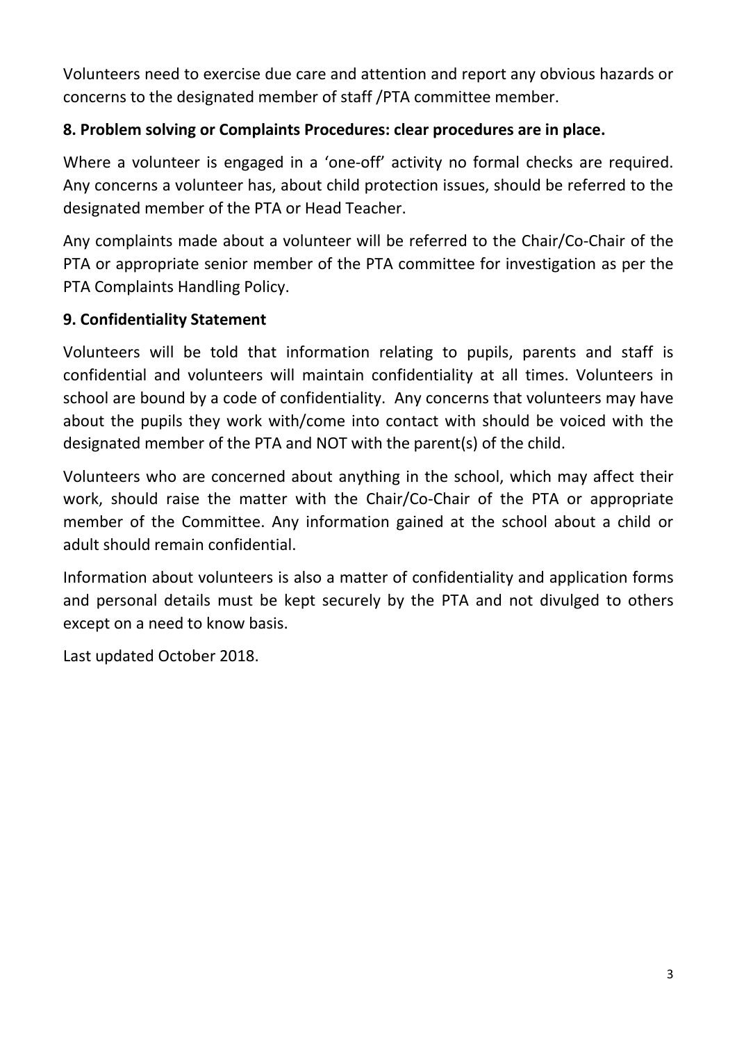Volunteers need to exercise due care and attention and report any obvious hazards or concerns to the designated member of staff /PTA committee member.

### 8. Problem solving or Complaints Procedures: clear procedures are in place.

Where a volunteer is engaged in a 'one-off' activity no formal checks are required. Any concerns a volunteer has, about child protection issues, should be referred to the designated member of the PTA or Head Teacher.

Any complaints made about a volunteer will be referred to the Chair/Co-Chair of the PTA or appropriate senior member of the PTA committee for investigation as per the PTA Complaints Handling Policy.

### 9. Confidentiality Statement

Volunteers will be told that information relating to pupils, parents and staff is confidential and volunteers will maintain confidentiality at all times. Volunteers in school are bound by a code of confidentiality. Any concerns that volunteers may have about the pupils they work with/come into contact with should be voiced with the designated member of the PTA and NOT with the parent(s) of the child.

Volunteers who are concerned about anything in the school, which may affect their work, should raise the matter with the Chair/Co-Chair of the PTA or appropriate member of the Committee. Any information gained at the school about a child or adult should remain confidential.

Information about volunteers is also a matter of confidentiality and application forms and personal details must be kept securely by the PTA and not divulged to others except on a need to know basis.

Last updated October 2018.